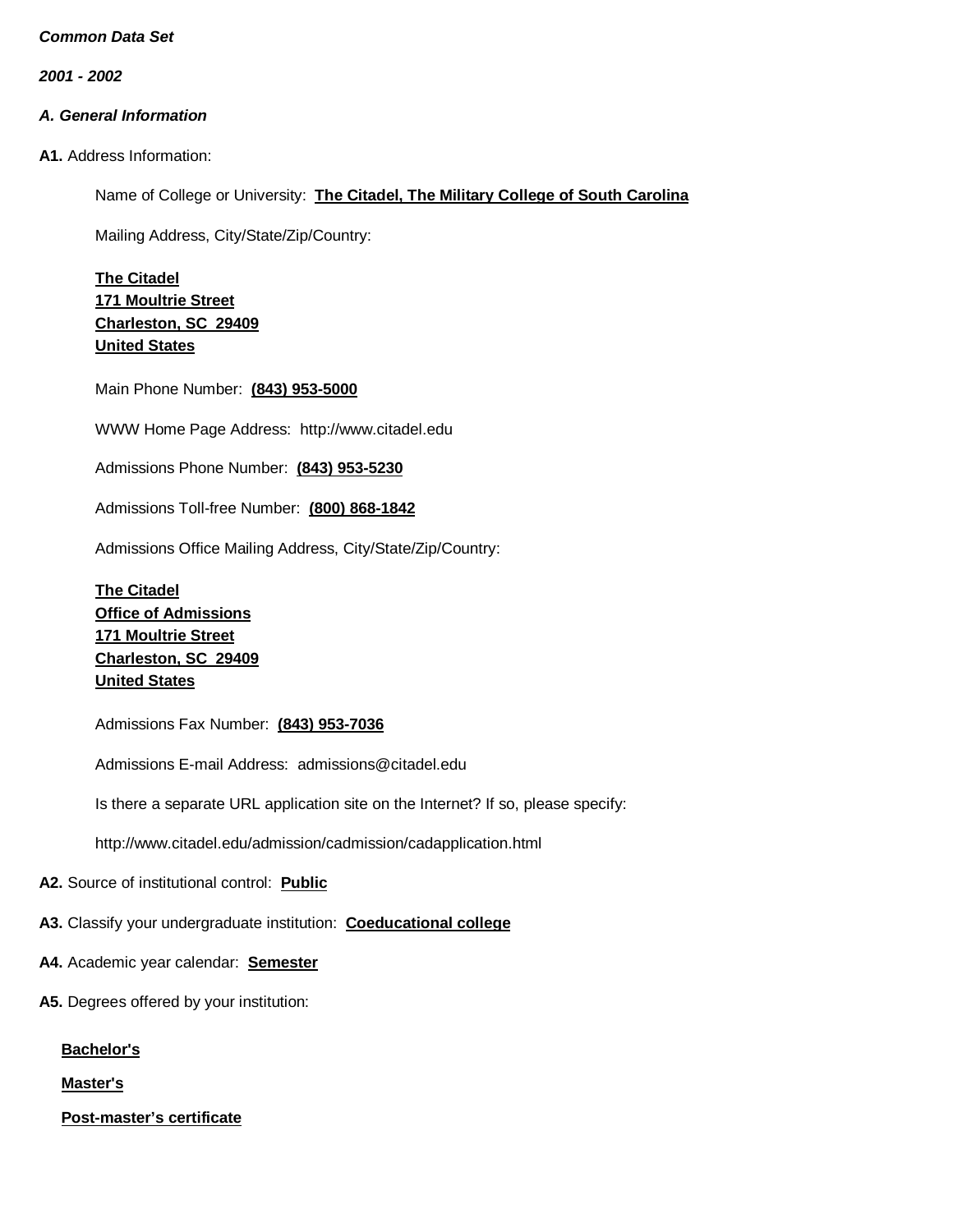***Common Data Set***

***2001 - 2002***

## *A. General Information*

**A1.** Address Information:

Name of College or University: **The Citadel, The Military College of South Carolina**

Mailing Address, City/State/Zip/Country:

**The Citadel**
**171 Moultrie Street**
**Charleston, SC 29409**
**United States**

Main Phone Number: **(843) 953-5000**

WWW Home Page Address: http://www.citadel.edu

Admissions Phone Number: **(843) 953-5230**

Admissions Toll-free Number: **(800) 868-1842**

Admissions Office Mailing Address, City/State/Zip/Country:

**The Citadel**
**Office of Admissions**
**171 Moultrie Street**
**Charleston, SC 29409**
**United States**

Admissions Fax Number: **(843) 953-7036**

Admissions E-mail Address: admissions@citadel.edu

Is there a separate URL application site on the Internet? If so, please specify:

http://www.citadel.edu/admission/cadmission/cadapplication.html

**A2.** Source of institutional control: **Public**

**A3.** Classify your undergraduate institution: **Coeducational college**

**A4.** Academic year calendar: **Semester**

**A5.** Degrees offered by your institution:

**Bachelor's**

**Master's**

**Post-master's certificate**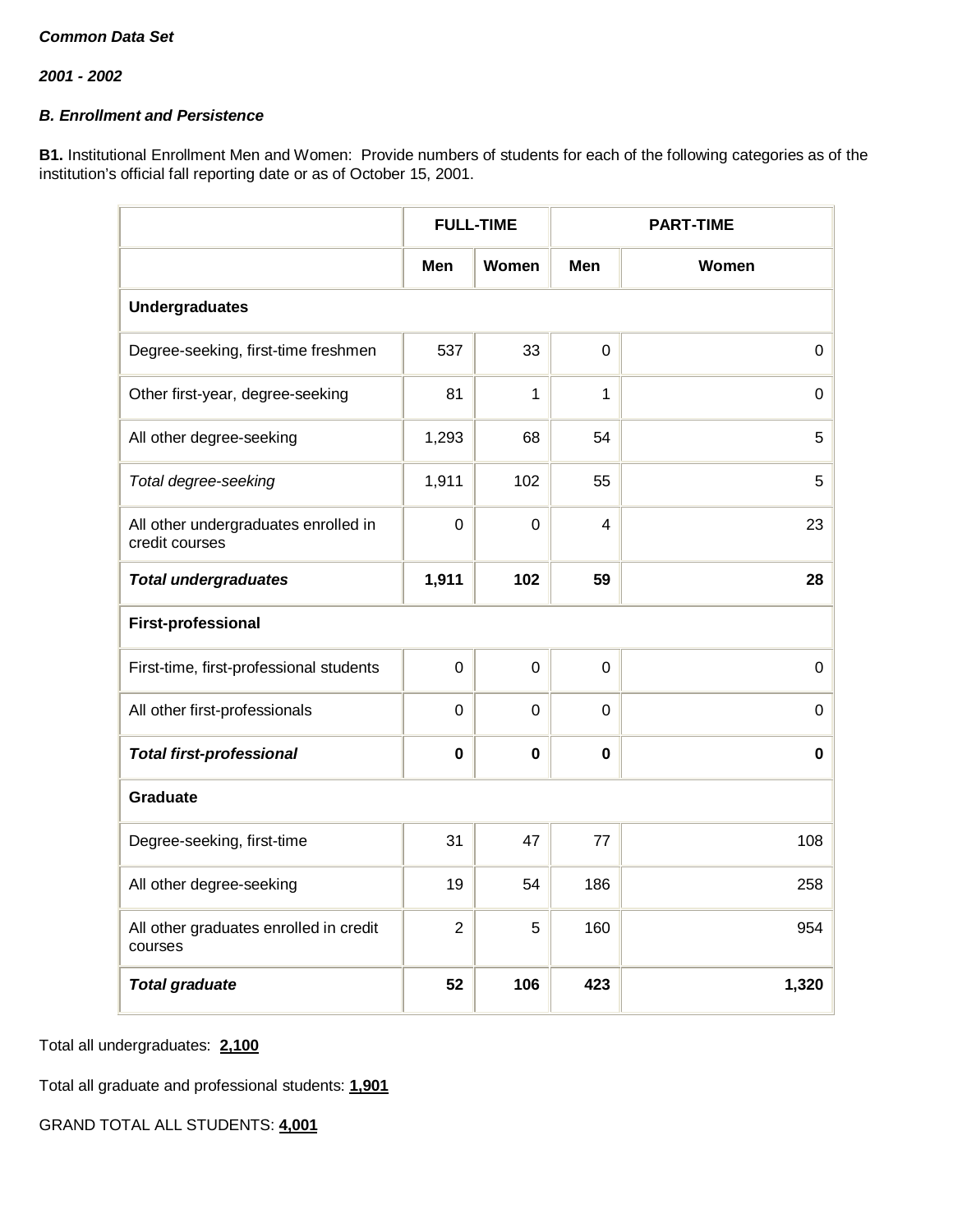***Common Data Set***

***2001 - 2002***

***B. Enrollment and Persistence***

**B1.** Institutional Enrollment Men and Women: Provide numbers of students for each of the following categories as of the institution's official fall reporting date or as of October 15, 2001.

| | FULL-TIME | | PART-TIME | |
|---|---|---|---|---|
| | **Men** | **Women** | **Men** | **Women** |
| **Undergraduates** | | | | |
| Degree-seeking, first-time freshmen | 537 | 33 | 0 | 0 |
| Other first-year, degree-seeking | 81 | 1 | 1 | 0 |
| All other degree-seeking | 1,293 | 68 | 54 | 5 |
| *Total degree-seeking* | 1,911 | 102 | 55 | 5 |
| All other undergraduates enrolled in credit courses | 0 | 0 | 4 | 23 |
| ***Total undergraduates*** | **1,911** | **102** | **59** | **28** |
| **First-professional** | | | | |
| First-time, first-professional students | 0 | 0 | 0 | 0 |
| All other first-professionals | 0 | 0 | 0 | 0 |
| ***Total first-professional*** | **0** | **0** | **0** | **0** |
| **Graduate** | | | | |
| Degree-seeking, first-time | 31 | 47 | 77 | 108 |
| All other degree-seeking | 19 | 54 | 186 | 258 |
| All other graduates enrolled in credit courses | 2 | 5 | 160 | 954 |
| ***Total graduate*** | **52** | **106** | **423** | **1,320** |

Total all undergraduates: **2,100**

Total all graduate and professional students: **1,901**

GRAND TOTAL ALL STUDENTS: **4,001**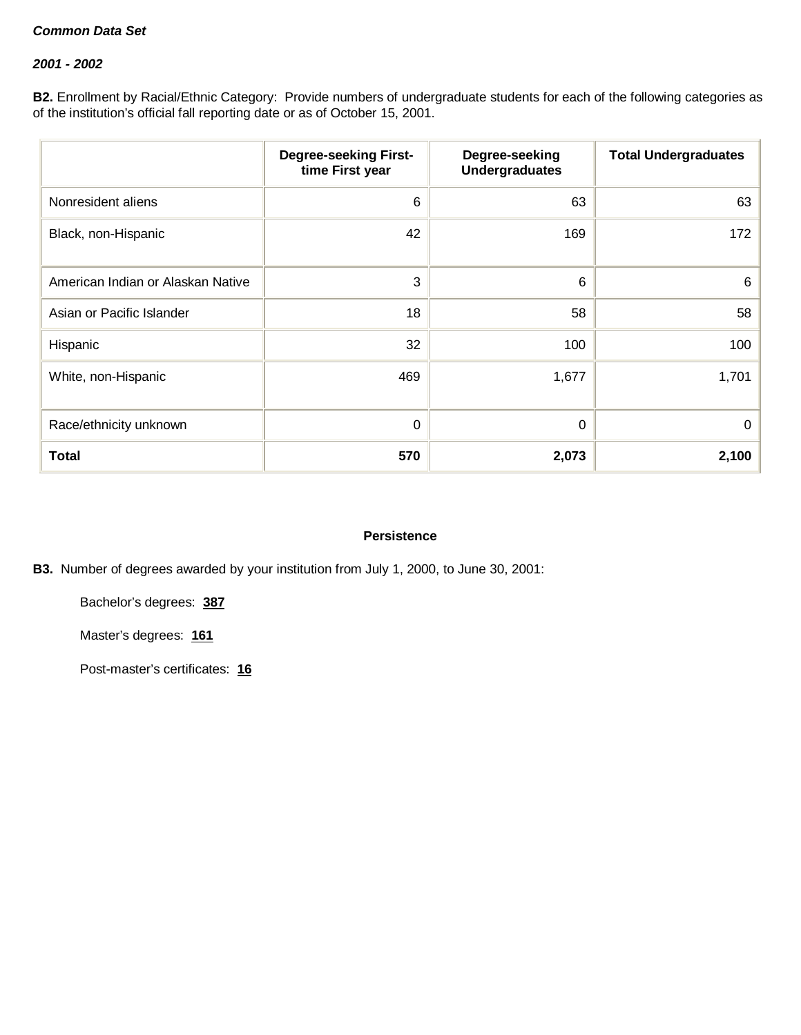***Common Data Set***

***2001 - 2002***

**B2.** Enrollment by Racial/Ethnic Category: Provide numbers of undergraduate students for each of the following categories as of the institution's official fall reporting date or as of October 15, 2001.

| | Degree-seeking First-time First year | Degree-seeking Undergraduates | Total Undergraduates |
|---|---|---|---|
| Nonresident aliens | 6 | 63 | 63 |
| Black, non-Hispanic | 42 | 169 | 172 |
| American Indian or Alaskan Native | 3 | 6 | 6 |
| Asian or Pacific Islander | 18 | 58 | 58 |
| Hispanic | 32 | 100 | 100 |
| White, non-Hispanic | 469 | 1,677 | 1,701 |
| Race/ethnicity unknown | 0 | 0 | 0 |
| **Total** | **570** | **2,073** | **2,100** |

**Persistence**

**B3.** Number of degrees awarded by your institution from July 1, 2000, to June 30, 2001:

Bachelor's degrees: **387**

Master's degrees: **161**

Post-master's certificates: **16**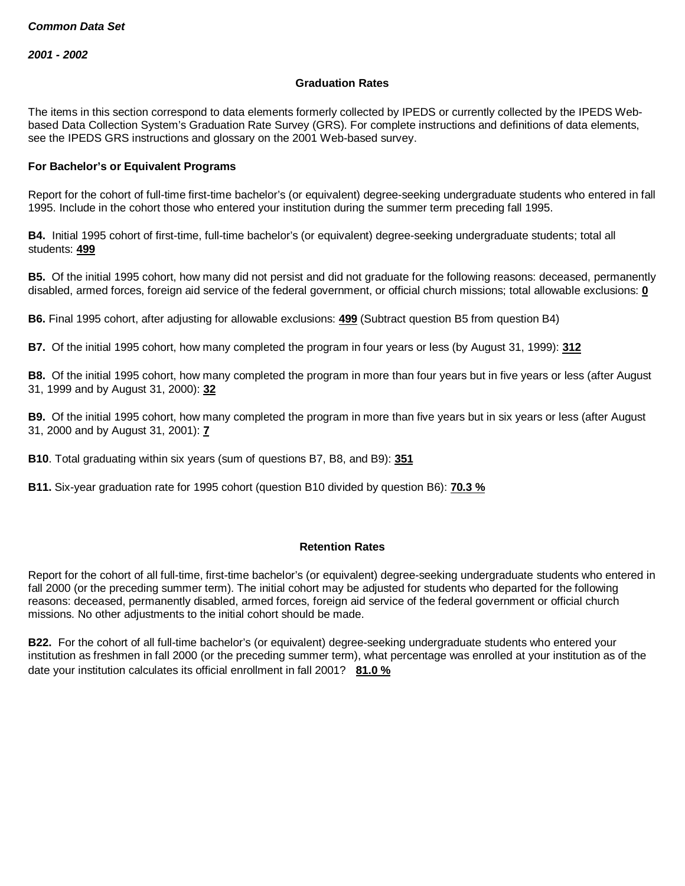***Common Data Set***

***2001 - 2002***

## Graduation Rates

The items in this section correspond to data elements formerly collected by IPEDS or currently collected by the IPEDS Web-based Data Collection System's Graduation Rate Survey (GRS). For complete instructions and definitions of data elements, see the IPEDS GRS instructions and glossary on the 2001 Web-based survey.

### For Bachelor's or Equivalent Programs

Report for the cohort of full-time first-time bachelor's (or equivalent) degree-seeking undergraduate students who entered in fall 1995. Include in the cohort those who entered your institution during the summer term preceding fall 1995.

**B4.** Initial 1995 cohort of first-time, full-time bachelor's (or equivalent) degree-seeking undergraduate students; total all students: **499**

**B5.** Of the initial 1995 cohort, how many did not persist and did not graduate for the following reasons: deceased, permanently disabled, armed forces, foreign aid service of the federal government, or official church missions; total allowable exclusions: **0**

**B6.** Final 1995 cohort, after adjusting for allowable exclusions: **499** (Subtract question B5 from question B4)

**B7.** Of the initial 1995 cohort, how many completed the program in four years or less (by August 31, 1999): **312**

**B8.** Of the initial 1995 cohort, how many completed the program in more than four years but in five years or less (after August 31, 1999 and by August 31, 2000): **32**

**B9.** Of the initial 1995 cohort, how many completed the program in more than five years but in six years or less (after August 31, 2000 and by August 31, 2001): **7**

**B10**. Total graduating within six years (sum of questions B7, B8, and B9): **351**

**B11.** Six-year graduation rate for 1995 cohort (question B10 divided by question B6): **70.3 %**

## Retention Rates

Report for the cohort of all full-time, first-time bachelor's (or equivalent) degree-seeking undergraduate students who entered in fall 2000 (or the preceding summer term). The initial cohort may be adjusted for students who departed for the following reasons: deceased, permanently disabled, armed forces, foreign aid service of the federal government or official church missions. No other adjustments to the initial cohort should be made.

**B22.** For the cohort of all full-time bachelor's (or equivalent) degree-seeking undergraduate students who entered your institution as freshmen in fall 2000 (or the preceding summer term), what percentage was enrolled at your institution as of the date your institution calculates its official enrollment in fall 2001? **81.0 %**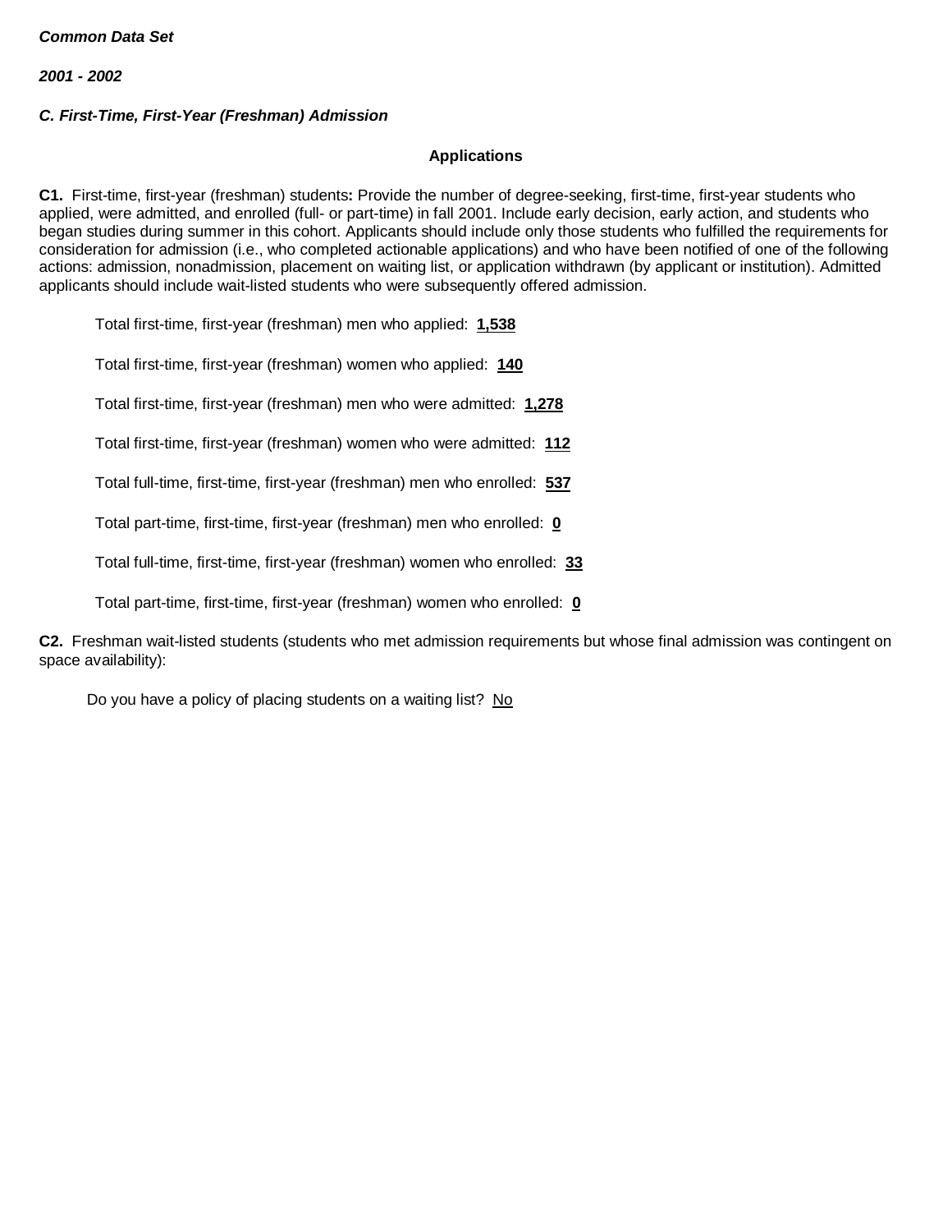***Common Data Set***

***2001 - 2002***

***C. First-Time, First-Year (Freshman) Admission***

**Applications**

**C1.** First-time, first-year (freshman) students**:** Provide the number of degree-seeking, first-time, first-year students who applied, were admitted, and enrolled (full- or part-time) in fall 2001. Include early decision, early action, and students who began studies during summer in this cohort. Applicants should include only those students who fulfilled the requirements for consideration for admission (i.e., who completed actionable applications) and who have been notified of one of the following actions: admission, nonadmission, placement on waiting list, or application withdrawn (by applicant or institution). Admitted applicants should include wait-listed students who were subsequently offered admission.

Total first-time, first-year (freshman) men who applied: **1,538**

Total first-time, first-year (freshman) women who applied: **140**

Total first-time, first-year (freshman) men who were admitted: **1,278**

Total first-time, first-year (freshman) women who were admitted: **112**

Total full-time, first-time, first-year (freshman) men who enrolled: **537**

Total part-time, first-time, first-year (freshman) men who enrolled: **0**

Total full-time, first-time, first-year (freshman) women who enrolled: **33**

Total part-time, first-time, first-year (freshman) women who enrolled: **0**

**C2.** Freshman wait-listed students (students who met admission requirements but whose final admission was contingent on space availability):

Do you have a policy of placing students on a waiting list? No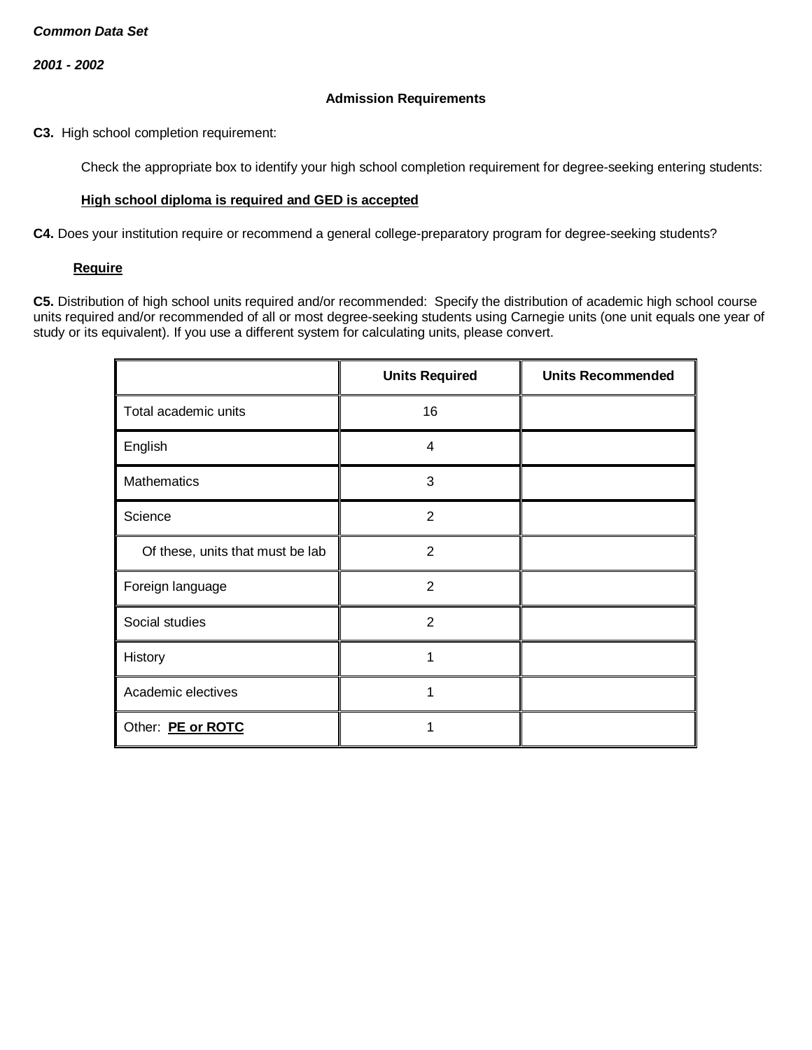***Common Data Set***

***2001 - 2002***

## Admission Requirements

**C3.** High school completion requirement:

Check the appropriate box to identify your high school completion requirement for degree-seeking entering students:

**High school diploma is required and GED is accepted**

**C4.** Does your institution require or recommend a general college-preparatory program for degree-seeking students?

**Require**

**C5.** Distribution of high school units required and/or recommended: Specify the distribution of academic high school course units required and/or recommended of all or most degree-seeking students using Carnegie units (one unit equals one year of study or its equivalent). If you use a different system for calculating units, please convert.

| | Units Required | Units Recommended |
|---|---|---|
| Total academic units | 16 | |
| English | 4 | |
| Mathematics | 3 | |
| Science | 2 | |
| Of these, units that must be lab | 2 | |
| Foreign language | 2 | |
| Social studies | 2 | |
| History | 1 | |
| Academic electives | 1 | |
| Other: **PE or ROTC** | 1 | |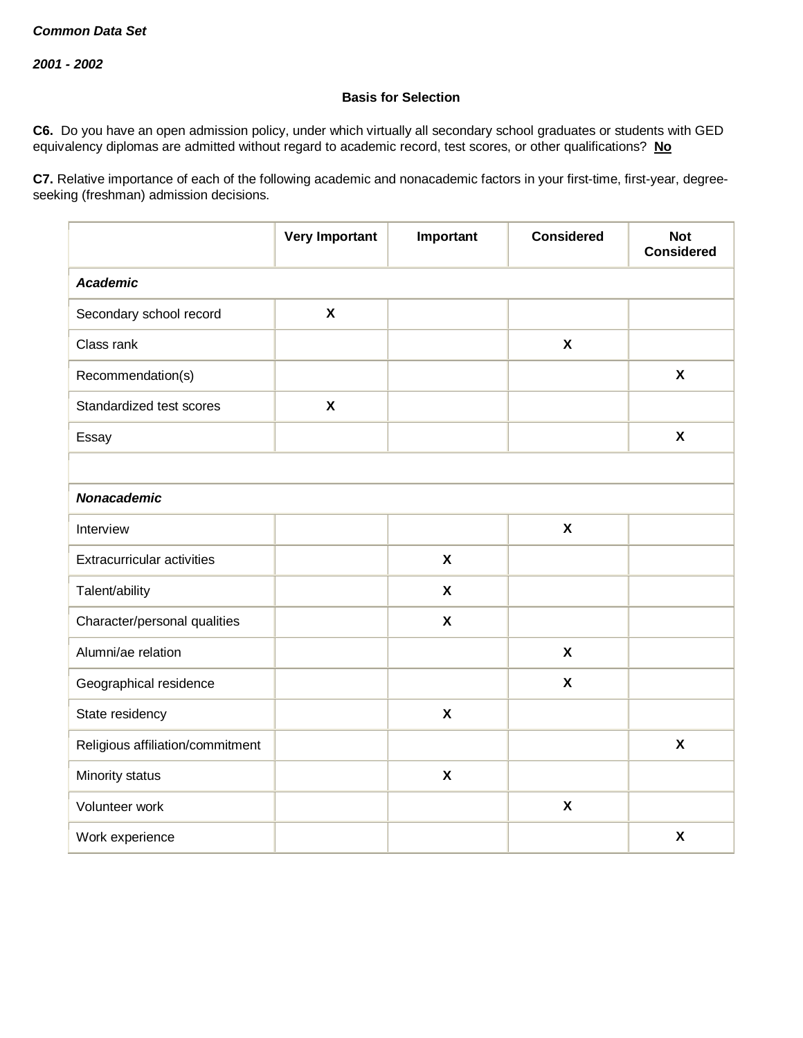*Common Data Set*

*2001 - 2002*

**Basis for Selection**

**C6.** Do you have an open admission policy, under which virtually all secondary school graduates or students with GED equivalency diplomas are admitted without regard to academic record, test scores, or other qualifications? **No**

**C7.** Relative importance of each of the following academic and nonacademic factors in your first-time, first-year, degree-seeking (freshman) admission decisions.

| | Very Important | Important | Considered | Not Considered |
|---|---|---|---|---|
| ***Academic*** | | | | |
| Secondary school record | X | | | |
| Class rank | | | X | |
| Recommendation(s) | | | | X |
| Standardized test scores | X | | | |
| Essay | | | | X |
| | | | | |
| ***Nonacademic*** | | | | |
| Interview | | | X | |
| Extracurricular activities | | X | | |
| Talent/ability | | X | | |
| Character/personal qualities | | X | | |
| Alumni/ae relation | | | X | |
| Geographical residence | | | X | |
| State residency | | X | | |
| Religious affiliation/commitment | | | | X |
| Minority status | | X | | |
| Volunteer work | | | X | |
| Work experience | | | | X |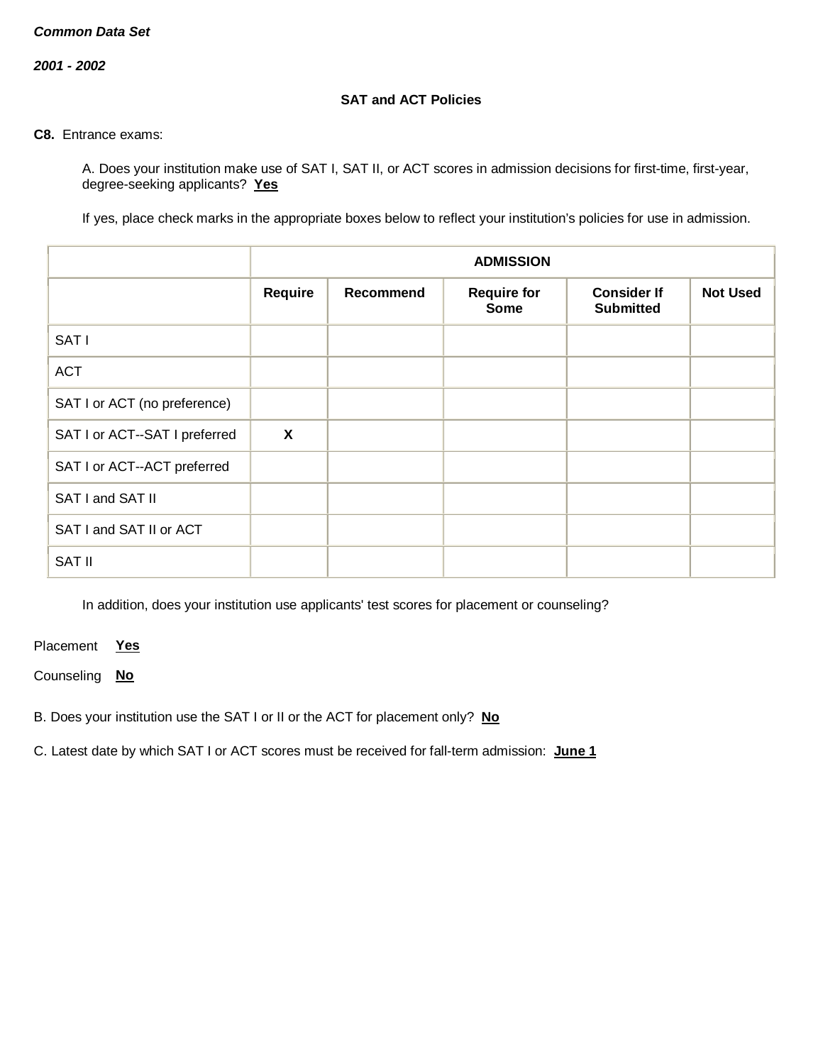***Common Data Set***

***2001 - 2002***

**SAT and ACT Policies**

**C8.** Entrance exams:

A. Does your institution make use of SAT I, SAT II, or ACT scores in admission decisions for first-time, first-year, degree-seeking applicants? **Yes**

If yes, place check marks in the appropriate boxes below to reflect your institution's policies for use in admission.

| | ADMISSION | | | | |
|---|---|---|---|---|---|
| | **Require** | **Recommend** | **Require for Some** | **Consider If Submitted** | **Not Used** |
| SAT I | | | | | |
| ACT | | | | | |
| SAT I or ACT (no preference) | | | | | |
| SAT I or ACT--SAT I preferred | X | | | | |
| SAT I or ACT--ACT preferred | | | | | |
| SAT I and SAT II | | | | | |
| SAT I and SAT II or ACT | | | | | |
| SAT II | | | | | |

In addition, does your institution use applicants' test scores for placement or counseling?

Placement **Yes**

Counseling **No**

B. Does your institution use the SAT I or II or the ACT for placement only? **No**

C. Latest date by which SAT I or ACT scores must be received for fall-term admission: **June 1**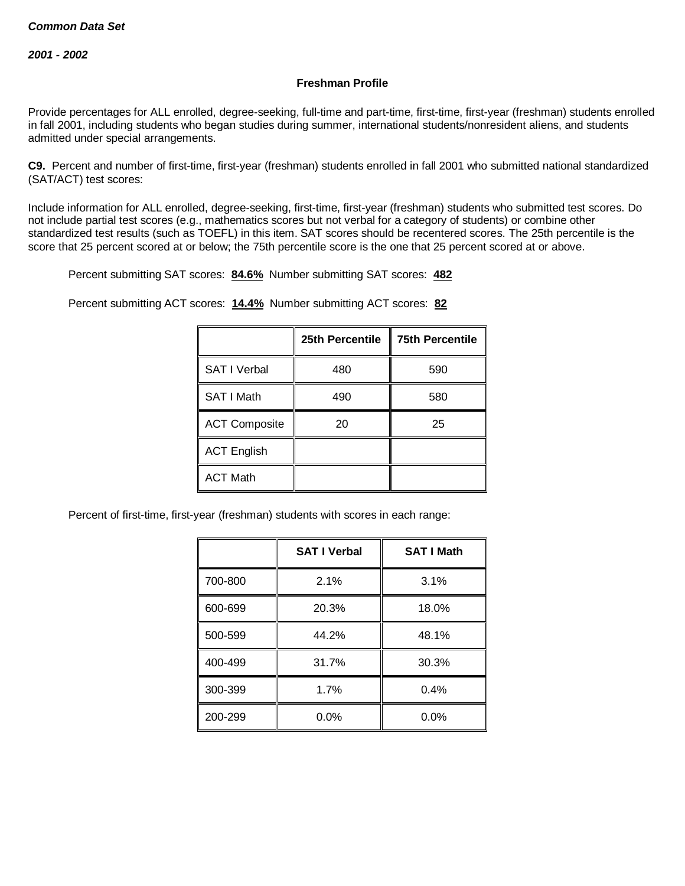***Common Data Set***

***2001 - 2002***

**Freshman Profile**

Provide percentages for ALL enrolled, degree-seeking, full-time and part-time, first-time, first-year (freshman) students enrolled in fall 2001, including students who began studies during summer, international students/nonresident aliens, and students admitted under special arrangements.

**C9.** Percent and number of first-time, first-year (freshman) students enrolled in fall 2001 who submitted national standardized (SAT/ACT) test scores:

Include information for ALL enrolled, degree-seeking, first-time, first-year (freshman) students who submitted test scores. Do not include partial test scores (e.g., mathematics scores but not verbal for a category of students) or combine other standardized test results (such as TOEFL) in this item. SAT scores should be recentered scores. The 25th percentile is the score that 25 percent scored at or below; the 75th percentile score is the one that 25 percent scored at or above.

Percent submitting SAT scores: **84.6%** Number submitting SAT scores: **482**

Percent submitting ACT scores: **14.4%** Number submitting ACT scores: **82**

| | 25th Percentile | 75th Percentile |
|---|---|---|
| SAT I Verbal | 480 | 590 |
| SAT I Math | 490 | 580 |
| ACT Composite | 20 | 25 |
| ACT English | | |
| ACT Math | | |

Percent of first-time, first-year (freshman) students with scores in each range:

| | SAT I Verbal | SAT I Math |
|---|---|---|
| 700-800 | 2.1% | 3.1% |
| 600-699 | 20.3% | 18.0% |
| 500-599 | 44.2% | 48.1% |
| 400-499 | 31.7% | 30.3% |
| 300-399 | 1.7% | 0.4% |
| 200-299 | 0.0% | 0.0% |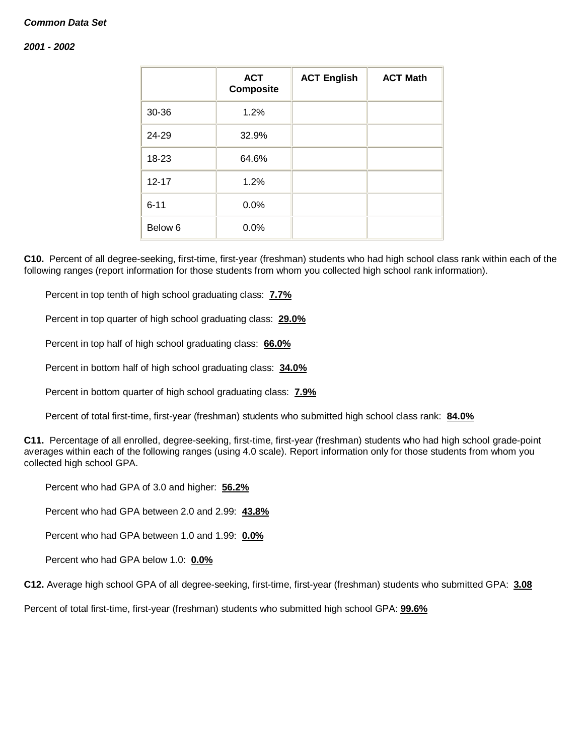***Common Data Set***

***2001 - 2002***

| | ACT Composite | ACT English | ACT Math |
|---|---|---|---|
| 30-36 | 1.2% | | |
| 24-29 | 32.9% | | |
| 18-23 | 64.6% | | |
| 12-17 | 1.2% | | |
| 6-11 | 0.0% | | |
| Below 6 | 0.0% | | |

**C10.** Percent of all degree-seeking, first-time, first-year (freshman) students who had high school class rank within each of the following ranges (report information for those students from whom you collected high school rank information).

Percent in top tenth of high school graduating class: **7.7%**

Percent in top quarter of high school graduating class: **29.0%**

Percent in top half of high school graduating class: **66.0%**

Percent in bottom half of high school graduating class: **34.0%**

Percent in bottom quarter of high school graduating class: **7.9%**

Percent of total first-time, first-year (freshman) students who submitted high school class rank: **84.0%**

**C11.** Percentage of all enrolled, degree-seeking, first-time, first-year (freshman) students who had high school grade-point averages within each of the following ranges (using 4.0 scale). Report information only for those students from whom you collected high school GPA.

Percent who had GPA of 3.0 and higher: **56.2%**

Percent who had GPA between 2.0 and 2.99: **43.8%**

Percent who had GPA between 1.0 and 1.99: **0.0%**

Percent who had GPA below 1.0: **0.0%**

**C12.** Average high school GPA of all degree-seeking, first-time, first-year (freshman) students who submitted GPA: **3.08**

Percent of total first-time, first-year (freshman) students who submitted high school GPA: **99.6%**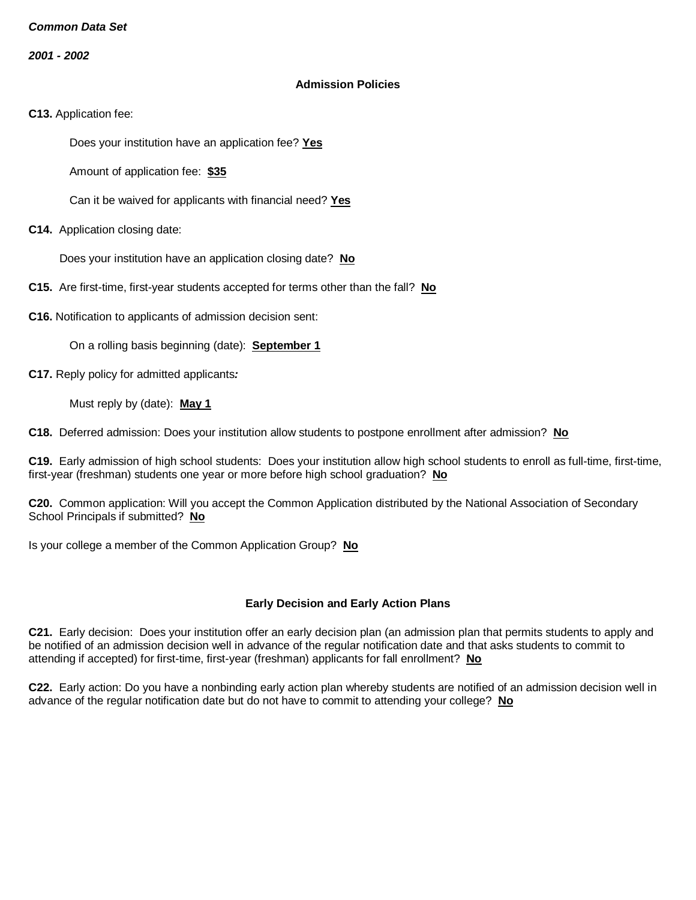*Common Data Set*

*2001 - 2002*

## Admission Policies

**C13.** Application fee:

Does your institution have an application fee? **Yes**

Amount of application fee: **$35**

Can it be waived for applicants with financial need? **Yes**

**C14.** Application closing date:

Does your institution have an application closing date? **No**

**C15.** Are first-time, first-year students accepted for terms other than the fall? **No**

**C16.** Notification to applicants of admission decision sent:

On a rolling basis beginning (date): **September 1**

**C17.** Reply policy for admitted applicants***:***

Must reply by (date): **May 1**

**C18.** Deferred admission: Does your institution allow students to postpone enrollment after admission? **No**

**C19.** Early admission of high school students: Does your institution allow high school students to enroll as full-time, first-time, first-year (freshman) students one year or more before high school graduation? **No**

**C20.** Common application: Will you accept the Common Application distributed by the National Association of Secondary School Principals if submitted? **No**

Is your college a member of the Common Application Group? **No**

## Early Decision and Early Action Plans

**C21.** Early decision: Does your institution offer an early decision plan (an admission plan that permits students to apply and be notified of an admission decision well in advance of the regular notification date and that asks students to commit to attending if accepted) for first-time, first-year (freshman) applicants for fall enrollment? **No**

**C22.** Early action: Do you have a nonbinding early action plan whereby students are notified of an admission decision well in advance of the regular notification date but do not have to commit to attending your college? **No**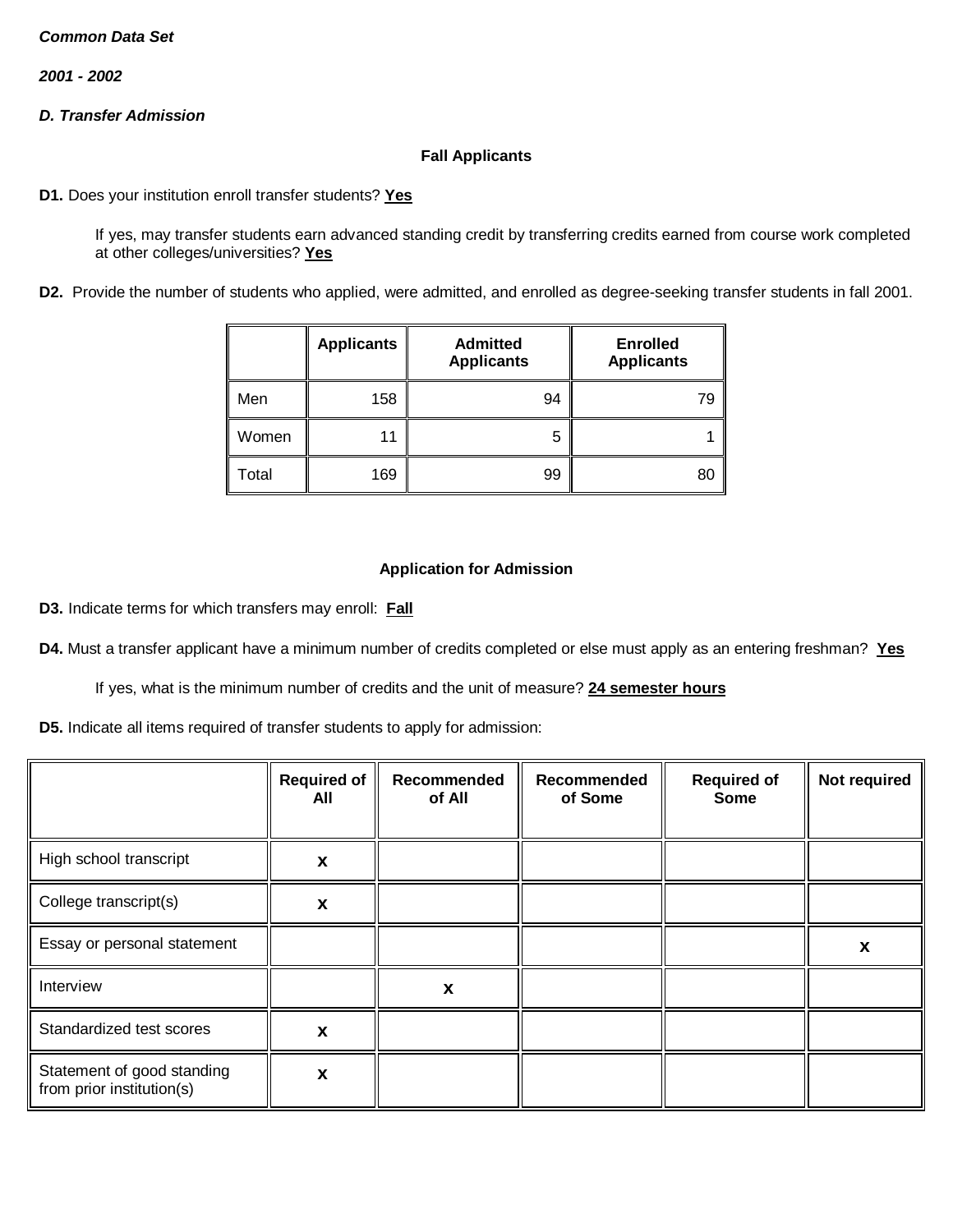***Common Data Set***

***2001 - 2002***

***D. Transfer Admission***

**Fall Applicants**

**D1.** Does your institution enroll transfer students? **Yes**

If yes, may transfer students earn advanced standing credit by transferring credits earned from course work completed at other colleges/universities? **Yes**

**D2.** Provide the number of students who applied, were admitted, and enrolled as degree-seeking transfer students in fall 2001.

| | Applicants | Admitted Applicants | Enrolled Applicants |
|---|---|---|---|
| Men | 158 | 94 | 79 |
| Women | 11 | 5 | 1 |
| Total | 169 | 99 | 80 |

**Application for Admission**

**D3.** Indicate terms for which transfers may enroll: **Fall**

**D4.** Must a transfer applicant have a minimum number of credits completed or else must apply as an entering freshman? **Yes**

If yes, what is the minimum number of credits and the unit of measure? **24 semester hours**

**D5.** Indicate all items required of transfer students to apply for admission:

| | Required of All | Recommended of All | Recommended of Some | Required of Some | Not required |
|---|---|---|---|---|---|
| High school transcript | x | | | | |
| College transcript(s) | x | | | | |
| Essay or personal statement | | | | | x |
| Interview | | x | | | |
| Standardized test scores | x | | | | |
| Statement of good standing from prior institution(s) | x | | | | |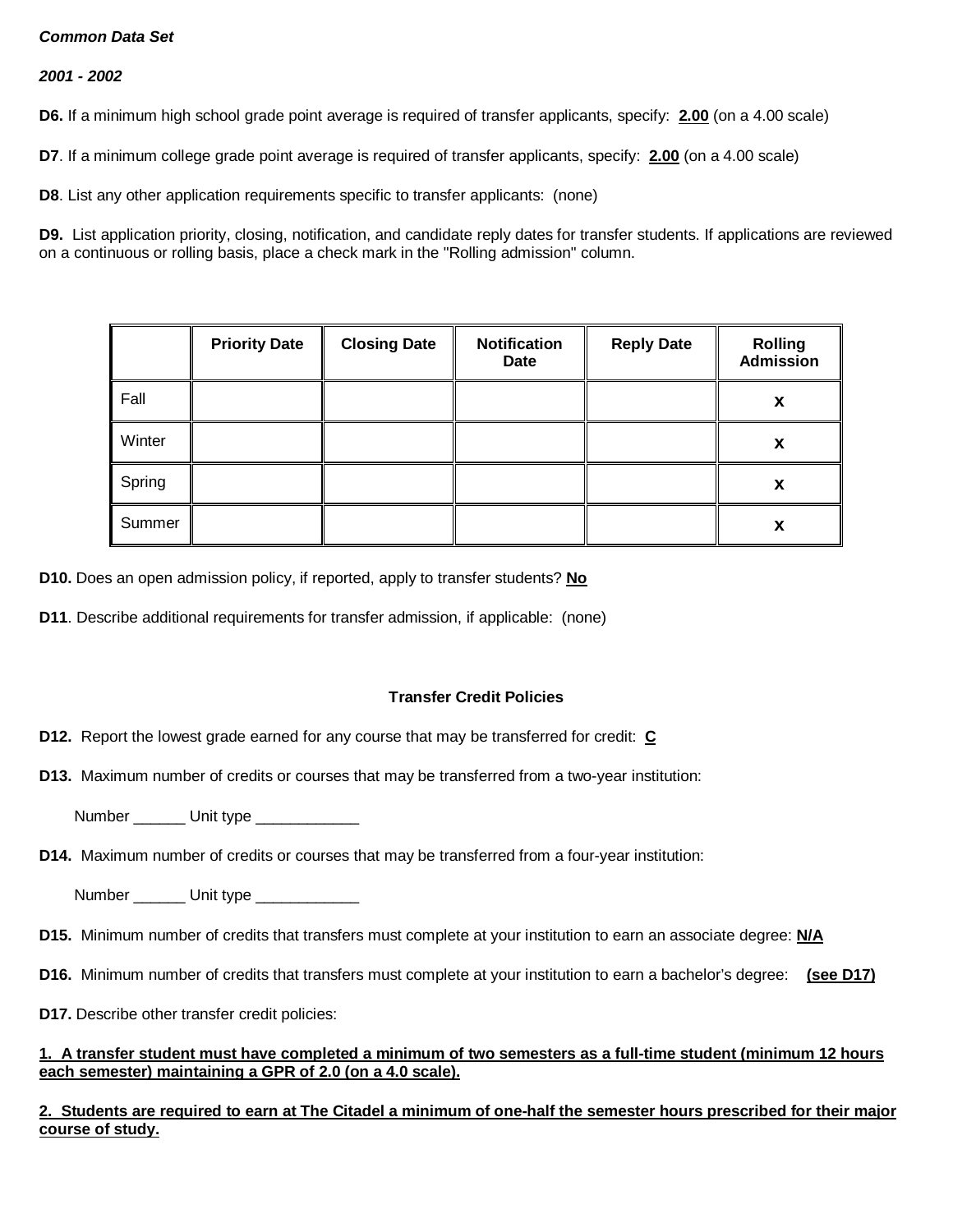***Common Data Set***

***2001 - 2002***

**D6.** If a minimum high school grade point average is required of transfer applicants, specify: **2.00** (on a 4.00 scale)

**D7**. If a minimum college grade point average is required of transfer applicants, specify: **2.00** (on a 4.00 scale)

**D8**. List any other application requirements specific to transfer applicants: (none)

**D9.** List application priority, closing, notification, and candidate reply dates for transfer students. If applications are reviewed on a continuous or rolling basis, place a check mark in the "Rolling admission" column.

| | Priority Date | Closing Date | Notification Date | Reply Date | Rolling Admission |
|---|---|---|---|---|---|
| Fall | | | | | **X** |
| Winter | | | | | **X** |
| Spring | | | | | **X** |
| Summer | | | | | **X** |

**D10.** Does an open admission policy, if reported, apply to transfer students? **No**

**D11**. Describe additional requirements for transfer admission, if applicable: (none)

**Transfer Credit Policies**

**D12.** Report the lowest grade earned for any course that may be transferred for credit: **C**

**D13.** Maximum number of credits or courses that may be transferred from a two-year institution:

Number ______ Unit type ____________

**D14.** Maximum number of credits or courses that may be transferred from a four-year institution:

Number ______ Unit type ____________

**D15.** Minimum number of credits that transfers must complete at your institution to earn an associate degree: **N/A**

**D16.** Minimum number of credits that transfers must complete at your institution to earn a bachelor's degree: **(see D17)**

**D17.** Describe other transfer credit policies:

**1. A transfer student must have completed a minimum of two semesters as a full-time student (minimum 12 hours each semester) maintaining a GPR of 2.0 (on a 4.0 scale).**

**2. Students are required to earn at The Citadel a minimum of one-half the semester hours prescribed for their major course of study.**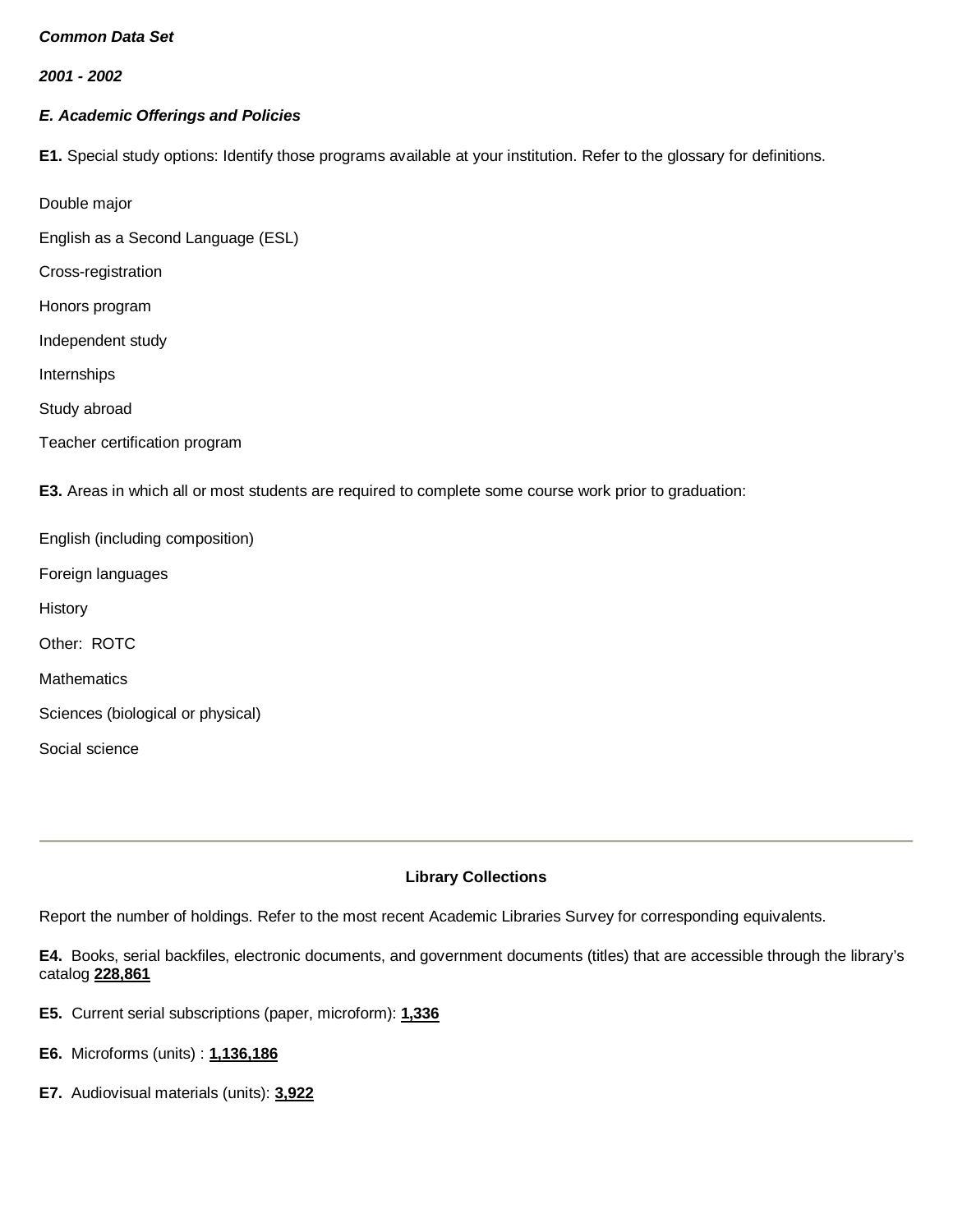***Common Data Set***

***2001 - 2002***

***E. Academic Offerings and Policies***

**E1.** Special study options: Identify those programs available at your institution. Refer to the glossary for definitions.

Double major

English as a Second Language (ESL)

Cross-registration

Honors program

Independent study

Internships

Study abroad

Teacher certification program

**E3.** Areas in which all or most students are required to complete some course work prior to graduation:

English (including composition)

Foreign languages

History

Other: ROTC

Mathematics

Sciences (biological or physical)

Social science

---

**Library Collections**

Report the number of holdings. Refer to the most recent Academic Libraries Survey for corresponding equivalents.

**E4.** Books, serial backfiles, electronic documents, and government documents (titles) that are accessible through the library's catalog **228,861**

**E5.** Current serial subscriptions (paper, microform): **1,336**

**E6.** Microforms (units) : **1,136,186**

**E7.** Audiovisual materials (units): **3,922**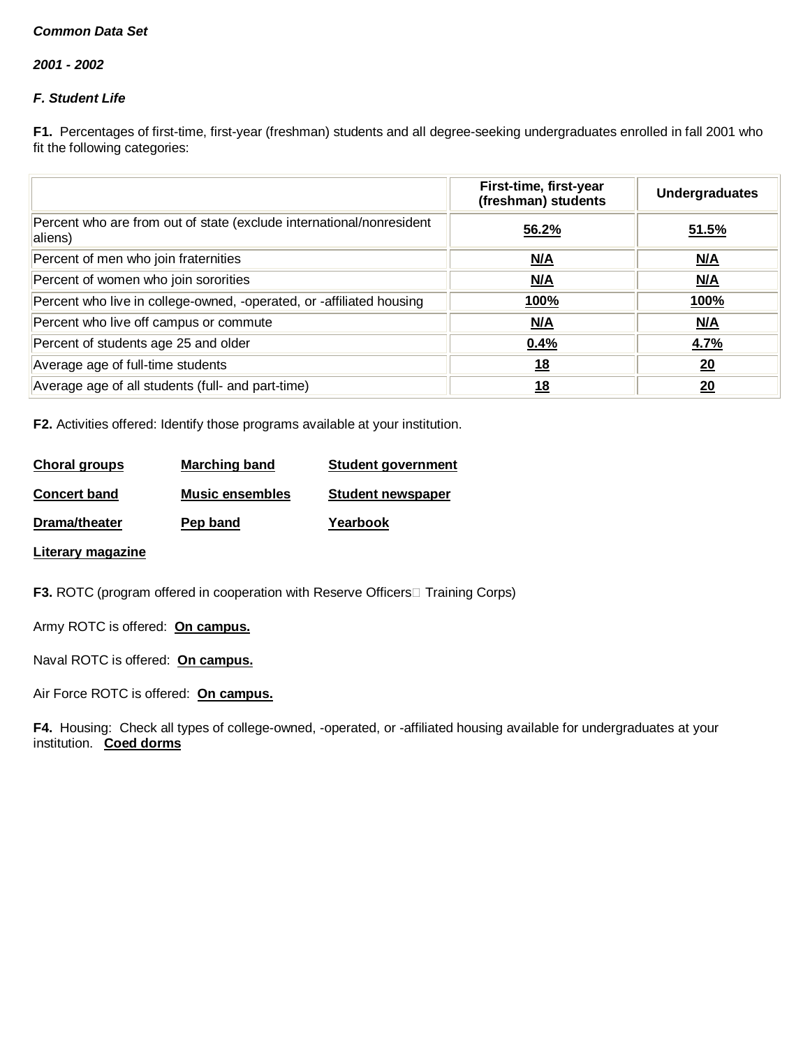***Common Data Set***

***2001 - 2002***

***F. Student Life***

**F1.** Percentages of first-time, first-year (freshman) students and all degree-seeking undergraduates enrolled in fall 2001 who fit the following categories:

| | First-time, first-year (freshman) students | Undergraduates |
|---|---|---|
| Percent who are from out of state (exclude international/nonresident aliens) | 56.2% | 51.5% |
| Percent of men who join fraternities | N/A | N/A |
| Percent of women who join sororities | N/A | N/A |
| Percent who live in college-owned, -operated, or -affiliated housing | 100% | 100% |
| Percent who live off campus or commute | N/A | N/A |
| Percent of students age 25 and older | 0.4% | 4.7% |
| Average age of full-time students | 18 | 20 |
| Average age of all students (full- and part-time) | 18 | 20 |

**F2.** Activities offered: Identify those programs available at your institution.

**Choral groups** **Marching band** **Student government**

**Concert band** **Music ensembles** **Student newspaper**

**Drama/theater** **Pep band** **Yearbook**

**Literary magazine**

**F3.** ROTC (program offered in cooperation with Reserve Officers Training Corps)

Army ROTC is offered: **On campus.**

Naval ROTC is offered: **On campus.**

Air Force ROTC is offered: **On campus.**

**F4.** Housing: Check all types of college-owned, -operated, or -affiliated housing available for undergraduates at your institution. **Coed dorms**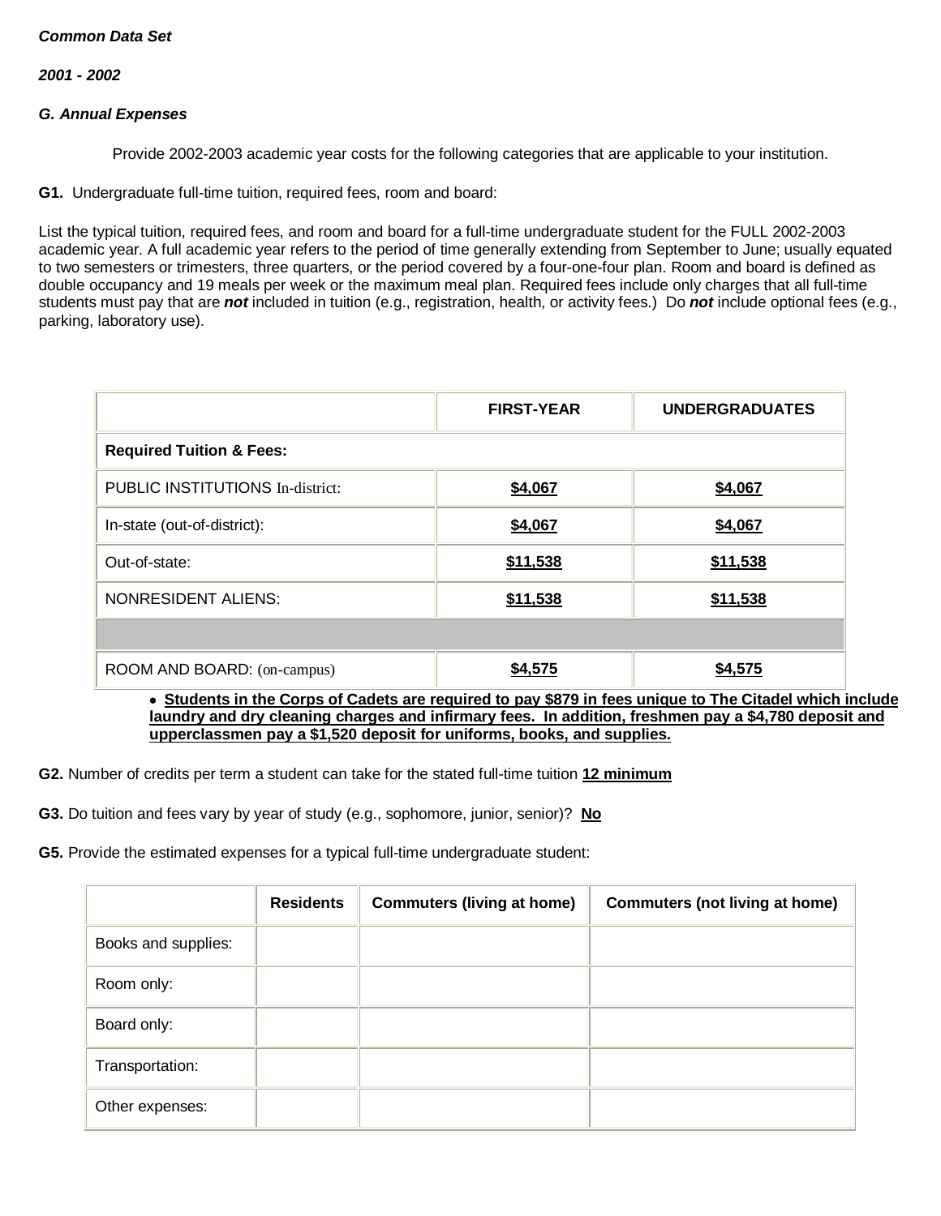***Common Data Set***

***2001 - 2002***

***G. Annual Expenses***

Provide 2002-2003 academic year costs for the following categories that are applicable to your institution.

**G1.** Undergraduate full-time tuition, required fees, room and board:

List the typical tuition, required fees, and room and board for a full-time undergraduate student for the FULL 2002-2003 academic year. A full academic year refers to the period of time generally extending from September to June; usually equated to two semesters or trimesters, three quarters, or the period covered by a four-one-four plan. Room and board is defined as double occupancy and 19 meals per week or the maximum meal plan. Required fees include only charges that all full-time students must pay that are ***not*** included in tuition (e.g., registration, health, or activity fees.) Do ***not*** include optional fees (e.g., parking, laboratory use).

| | FIRST-YEAR | UNDERGRADUATES |
|---|---|---|
| **Required Tuition & Fees:** | | |
| PUBLIC INSTITUTIONS In-district: | **$4,067** | **$4,067** |
| In-state (out-of-district): | **$4,067** | **$4,067** |
| Out-of-state: | **$11,538** | **$11,538** |
| NONRESIDENT ALIENS: | **$11,538** | **$11,538** |
| | | |
| ROOM AND BOARD: (on-campus) | **$4,575** | **$4,575** |

- **Students in the Corps of Cadets are required to pay $879 in fees unique to The Citadel which include laundry and dry cleaning charges and infirmary fees. In addition, freshmen pay a $4,780 deposit and upperclassmen pay a $1,520 deposit for uniforms, books, and supplies.**

**G2.** Number of credits per term a student can take for the stated full-time tuition **12 minimum**

**G3.** Do tuition and fees vary by year of study (e.g., sophomore, junior, senior)? **No**

**G5.** Provide the estimated expenses for a typical full-time undergraduate student:

| | Residents | Commuters (living at home) | Commuters (not living at home) |
|---|---|---|---|
| Books and supplies: | | | |
| Room only: | | | |
| Board only: | | | |
| Transportation: | | | |
| Other expenses: | | | |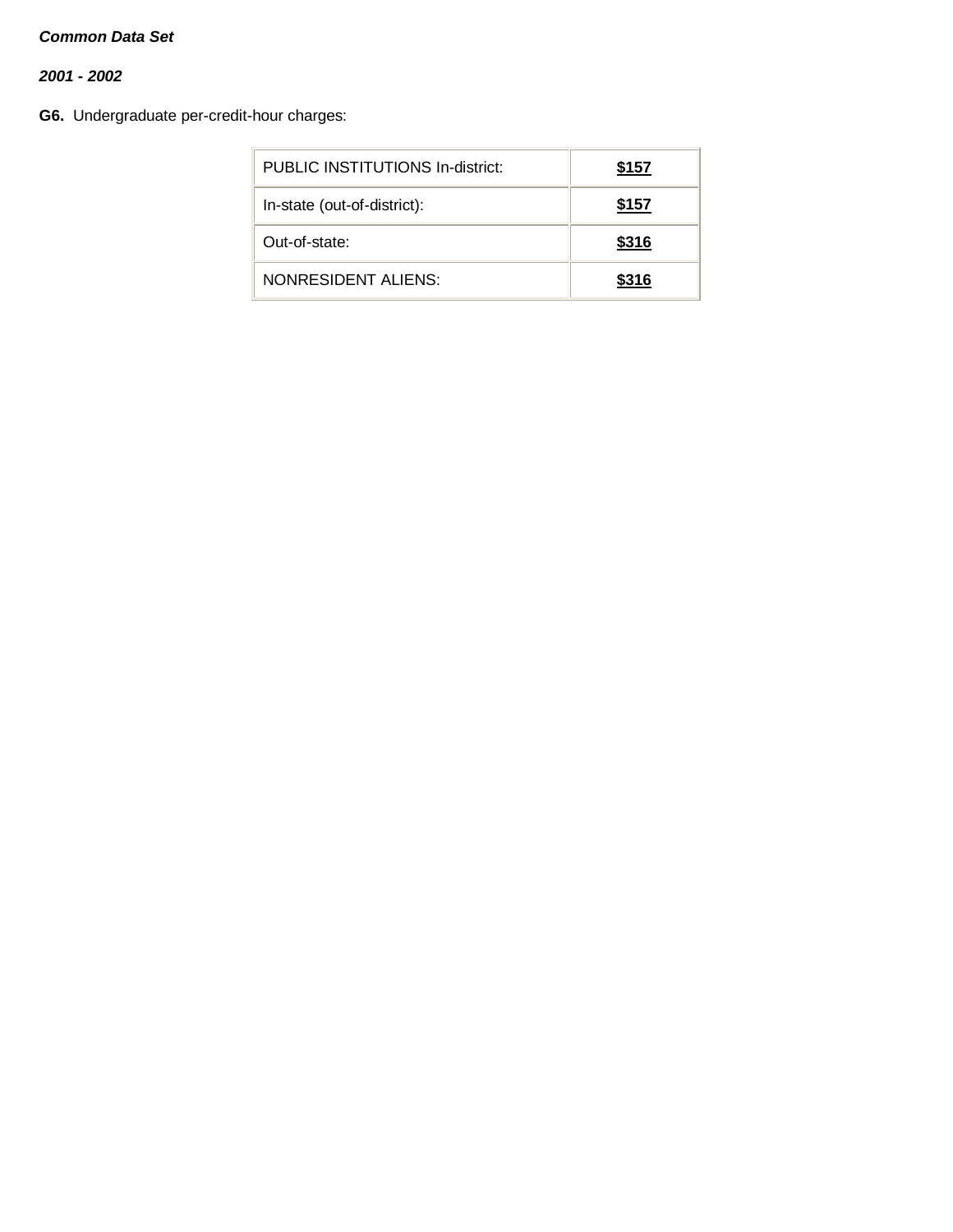*__Common Data Set__*

*__2001 - 2002__*

**G6.** Undergraduate per-credit-hour charges:

| | |
|---|---|
| PUBLIC INSTITUTIONS In-district: | **$157** |
| In-state (out-of-district): | **$157** |
| Out-of-state: | **$316** |
| NONRESIDENT ALIENS: | **$316** |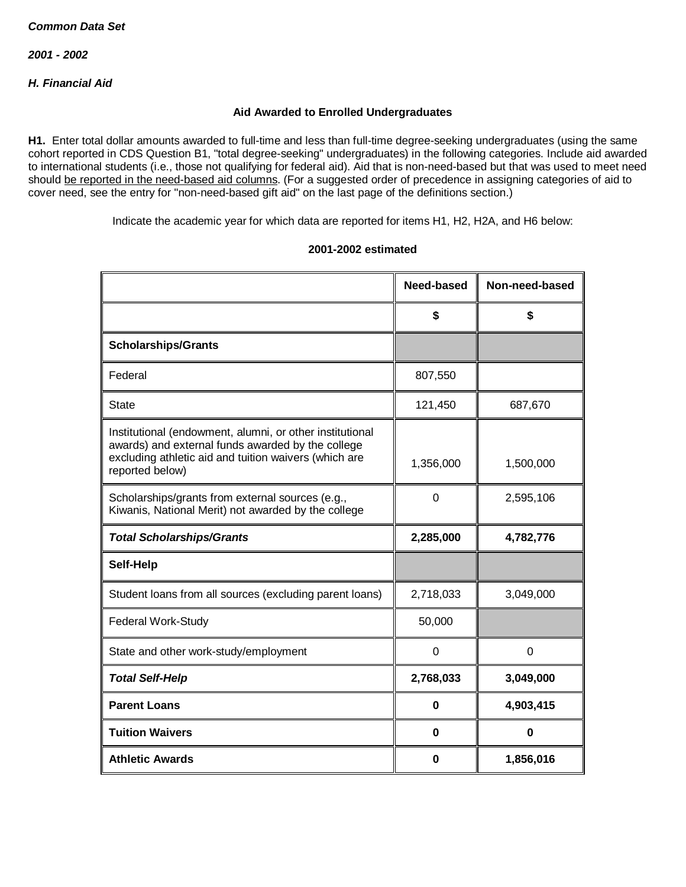***Common Data Set***

***2001 - 2002***

***H. Financial Aid***

**Aid Awarded to Enrolled Undergraduates**

**H1.** Enter total dollar amounts awarded to full-time and less than full-time degree-seeking undergraduates (using the same cohort reported in CDS Question B1, "total degree-seeking" undergraduates) in the following categories. Include aid awarded to international students (i.e., those not qualifying for federal aid). Aid that is non-need-based but that was used to meet need should be reported in the need-based aid columns. (For a suggested order of precedence in assigning categories of aid to cover need, see the entry for "non-need-based gift aid" on the last page of the definitions section.)

Indicate the academic year for which data are reported for items H1, H2, H2A, and H6 below:

**2001-2002 estimated**

| | **Need-based** | **Non-need-based** |
|---|---|---|
| | **$** | **$** |
| **Scholarships/Grants** | | |
| Federal | 807,550 | |
| State | 121,450 | 687,670 |
| Institutional (endowment, alumni, or other institutional awards) and external funds awarded by the college excluding athletic aid and tuition waivers (which are reported below) | 1,356,000 | 1,500,000 |
| Scholarships/grants from external sources (e.g., Kiwanis, National Merit) not awarded by the college | 0 | 2,595,106 |
| ***Total Scholarships/Grants*** | **2,285,000** | **4,782,776** |
| **Self-Help** | | |
| Student loans from all sources (excluding parent loans) | 2,718,033 | 3,049,000 |
| Federal Work-Study | 50,000 | |
| State and other work-study/employment | 0 | 0 |
| ***Total Self-Help*** | **2,768,033** | **3,049,000** |
| **Parent Loans** | **0** | **4,903,415** |
| **Tuition Waivers** | **0** | **0** |
| **Athletic Awards** | **0** | **1,856,016** |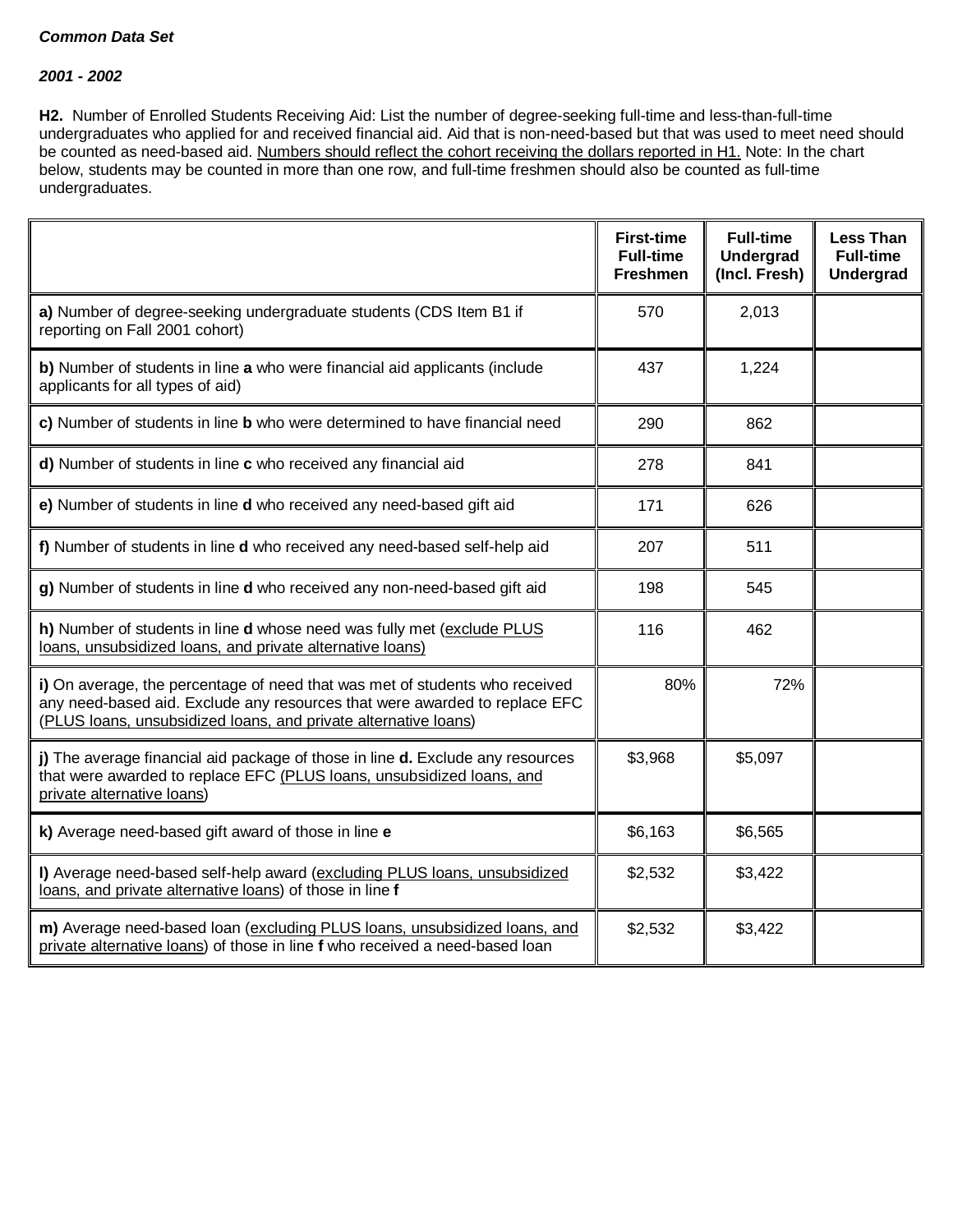***Common Data Set***

***2001 - 2002***

**H2.** Number of Enrolled Students Receiving Aid: List the number of degree-seeking full-time and less-than-full-time undergraduates who applied for and received financial aid. Aid that is non-need-based but that was used to meet need should be counted as need-based aid. Numbers should reflect the cohort receiving the dollars reported in H1. Note: In the chart below, students may be counted in more than one row, and full-time freshmen should also be counted as full-time undergraduates.

| | First-time Full-time Freshmen | Full-time Undergrad (Incl. Fresh) | Less Than Full-time Undergrad |
|---|---|---|---|
| **a)** Number of degree-seeking undergraduate students (CDS Item B1 if reporting on Fall 2001 cohort) | 570 | 2,013 | |
| **b)** Number of students in line **a** who were financial aid applicants (include applicants for all types of aid) | 437 | 1,224 | |
| **c)** Number of students in line **b** who were determined to have financial need | 290 | 862 | |
| **d)** Number of students in line **c** who received any financial aid | 278 | 841 | |
| **e)** Number of students in line **d** who received any need-based gift aid | 171 | 626 | |
| **f)** Number of students in line **d** who received any need-based self-help aid | 207 | 511 | |
| **g)** Number of students in line **d** who received any non-need-based gift aid | 198 | 545 | |
| **h)** Number of students in line **d** whose need was fully met (exclude PLUS loans, unsubsidized loans, and private alternative loans) | 116 | 462 | |
| **i)** On average, the percentage of need that was met of students who received any need-based aid. Exclude any resources that were awarded to replace EFC (PLUS loans, unsubsidized loans, and private alternative loans) | 80% | 72% | |
| **j)** The average financial aid package of those in line **d.** Exclude any resources that were awarded to replace EFC (PLUS loans, unsubsidized loans, and private alternative loans) | $3,968 | $5,097 | |
| **k)** Average need-based gift award of those in line **e** | $6,163 | $6,565 | |
| **l)** Average need-based self-help award (excluding PLUS loans, unsubsidized loans, and private alternative loans) of those in line **f** | $2,532 | $3,422 | |
| **m)** Average need-based loan (excluding PLUS loans, unsubsidized loans, and private alternative loans) of those in line **f** who received a need-based loan | $2,532 | $3,422 | |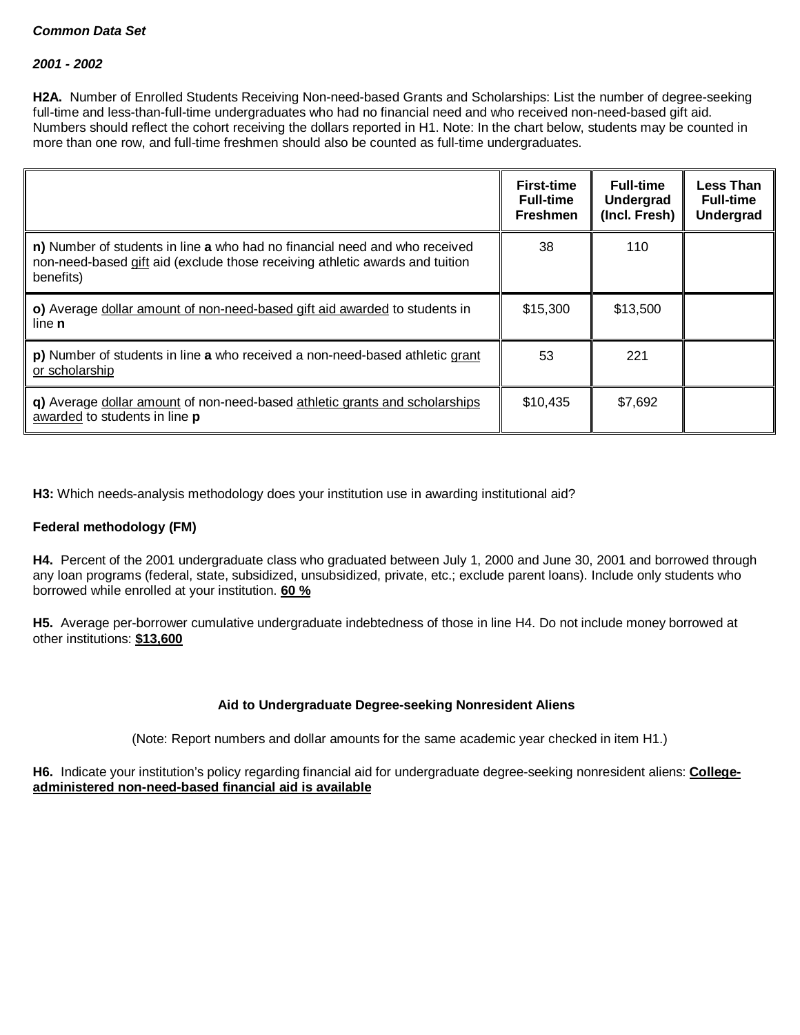***Common Data Set***

***2001 - 2002***

**H2A.** Number of Enrolled Students Receiving Non-need-based Grants and Scholarships: List the number of degree-seeking full-time and less-than-full-time undergraduates who had no financial need and who received non-need-based gift aid. Numbers should reflect the cohort receiving the dollars reported in H1. Note: In the chart below, students may be counted in more than one row, and full-time freshmen should also be counted as full-time undergraduates.

| | First-time Full-time Freshmen | Full-time Undergrad (Incl. Fresh) | Less Than Full-time Undergrad |
|---|---|---|---|
| **n)** Number of students in line **a** who had no financial need and who received non-need-based gift aid (exclude those receiving athletic awards and tuition benefits) | 38 | 110 | |
| **o)** Average dollar amount of non-need-based gift aid awarded to students in line **n** | $15,300 | $13,500 | |
| **p)** Number of students in line **a** who received a non-need-based athletic grant or scholarship | 53 | 221 | |
| **q)** Average dollar amount of non-need-based athletic grants and scholarships awarded to students in line **p** | $10,435 | $7,692 | |

**H3:** Which needs-analysis methodology does your institution use in awarding institutional aid?

**Federal methodology (FM)**

**H4.** Percent of the 2001 undergraduate class who graduated between July 1, 2000 and June 30, 2001 and borrowed through any loan programs (federal, state, subsidized, unsubsidized, private, etc.; exclude parent loans). Include only students who borrowed while enrolled at your institution. **60 %**

**H5.** Average per-borrower cumulative undergraduate indebtedness of those in line H4. Do not include money borrowed at other institutions: **$13,600**

**Aid to Undergraduate Degree-seeking Nonresident Aliens**

(Note: Report numbers and dollar amounts for the same academic year checked in item H1.)

**H6.** Indicate your institution's policy regarding financial aid for undergraduate degree-seeking nonresident aliens: **College-administered non-need-based financial aid is available**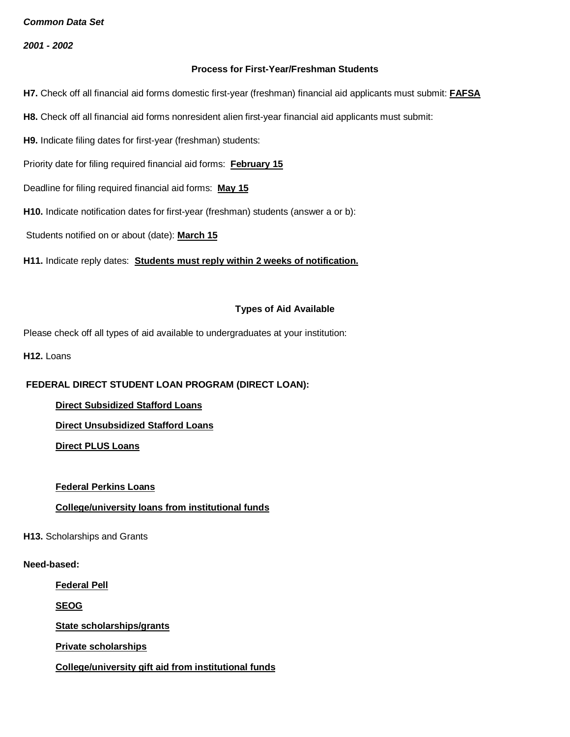***Common Data Set***

***2001 - 2002***

## Process for First-Year/Freshman Students

**H7.** Check off all financial aid forms domestic first-year (freshman) financial aid applicants must submit: **FAFSA**

**H8.** Check off all financial aid forms nonresident alien first-year financial aid applicants must submit:

**H9.** Indicate filing dates for first-year (freshman) students:

Priority date for filing required financial aid forms: **February 15**

Deadline for filing required financial aid forms: **May 15**

**H10.** Indicate notification dates for first-year (freshman) students (answer a or b):

Students notified on or about (date): **March 15**

**H11.** Indicate reply dates: **Students must reply within 2 weeks of notification.**

## Types of Aid Available

Please check off all types of aid available to undergraduates at your institution:

**H12.** Loans

**FEDERAL DIRECT STUDENT LOAN PROGRAM (DIRECT LOAN):**

- **Direct Subsidized Stafford Loans**
- **Direct Unsubsidized Stafford Loans**
- **Direct PLUS Loans**

- **Federal Perkins Loans**
- **College/university loans from institutional funds**

**H13.** Scholarships and Grants

**Need-based:**

- **Federal Pell**
- **SEOG**
- **State scholarships/grants**
- **Private scholarships**
- **College/university gift aid from institutional funds**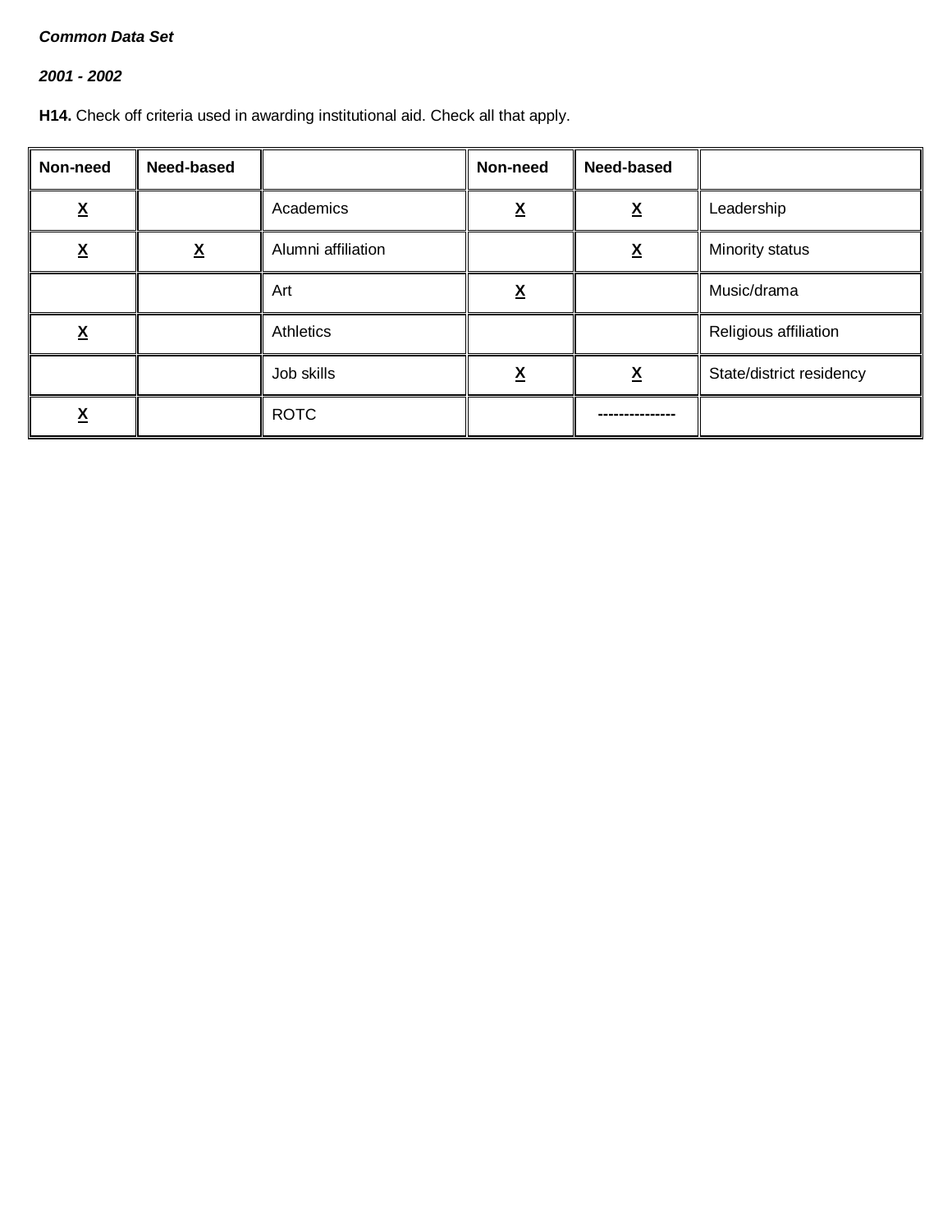***Common Data Set***

***2001 - 2002***

**H14.** Check off criteria used in awarding institutional aid. Check all that apply.

| Non-need | Need-based | | Non-need | Need-based | |
|---|---|---|---|---|---|
| X | | Academics | X | X | Leadership |
| X | X | Alumni affiliation | | X | Minority status |
| | | Art | X | | Music/drama |
| X | | Athletics | | | Religious affiliation |
| | | Job skills | X | X | State/district residency |
| X | | ROTC | | --------------- | |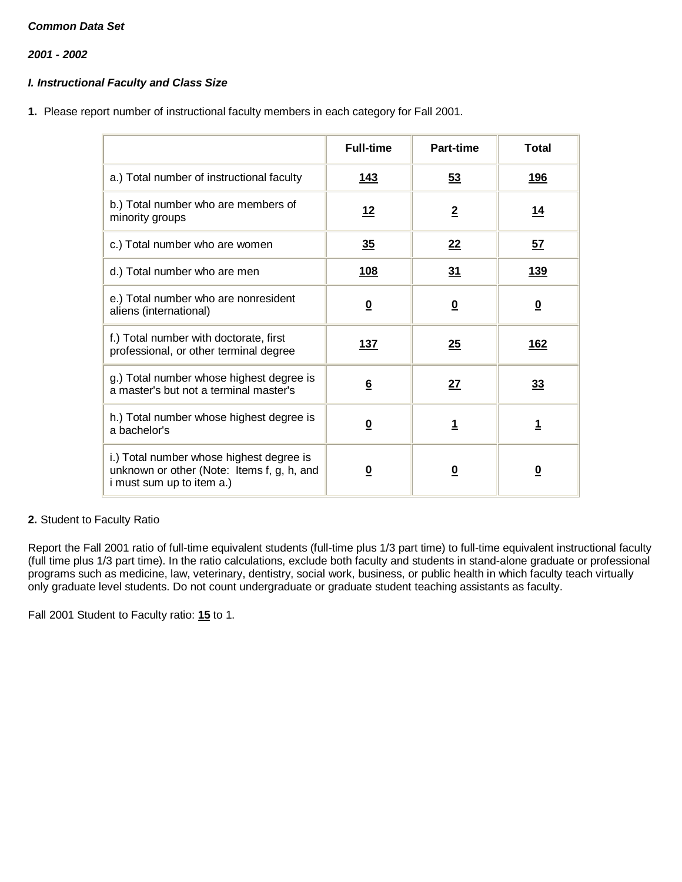***Common Data Set***

***2001 - 2002***

***I. Instructional Faculty and Class Size***

**1.** Please report number of instructional faculty members in each category for Fall 2001.

| | Full-time | Part-time | Total |
|---|---|---|---|
| a.) Total number of instructional faculty | **143** | **53** | **196** |
| b.) Total number who are members of minority groups | **12** | **2** | **14** |
| c.) Total number who are women | **35** | **22** | **57** |
| d.) Total number who are men | **108** | **31** | **139** |
| e.) Total number who are nonresident aliens (international) | **0** | **0** | **0** |
| f.) Total number with doctorate, first professional, or other terminal degree | **137** | **25** | **162** |
| g.) Total number whose highest degree is a master's but not a terminal master's | **6** | **27** | **33** |
| h.) Total number whose highest degree is a bachelor's | **0** | **1** | **1** |
| i.) Total number whose highest degree is unknown or other (Note: Items f, g, h, and i must sum up to item a.) | **0** | **0** | **0** |

**2.** Student to Faculty Ratio

Report the Fall 2001 ratio of full-time equivalent students (full-time plus 1/3 part time) to full-time equivalent instructional faculty (full time plus 1/3 part time). In the ratio calculations, exclude both faculty and students in stand-alone graduate or professional programs such as medicine, law, veterinary, dentistry, social work, business, or public health in which faculty teach virtually only graduate level students. Do not count undergraduate or graduate student teaching assistants as faculty.

Fall 2001 Student to Faculty ratio: **15** to 1.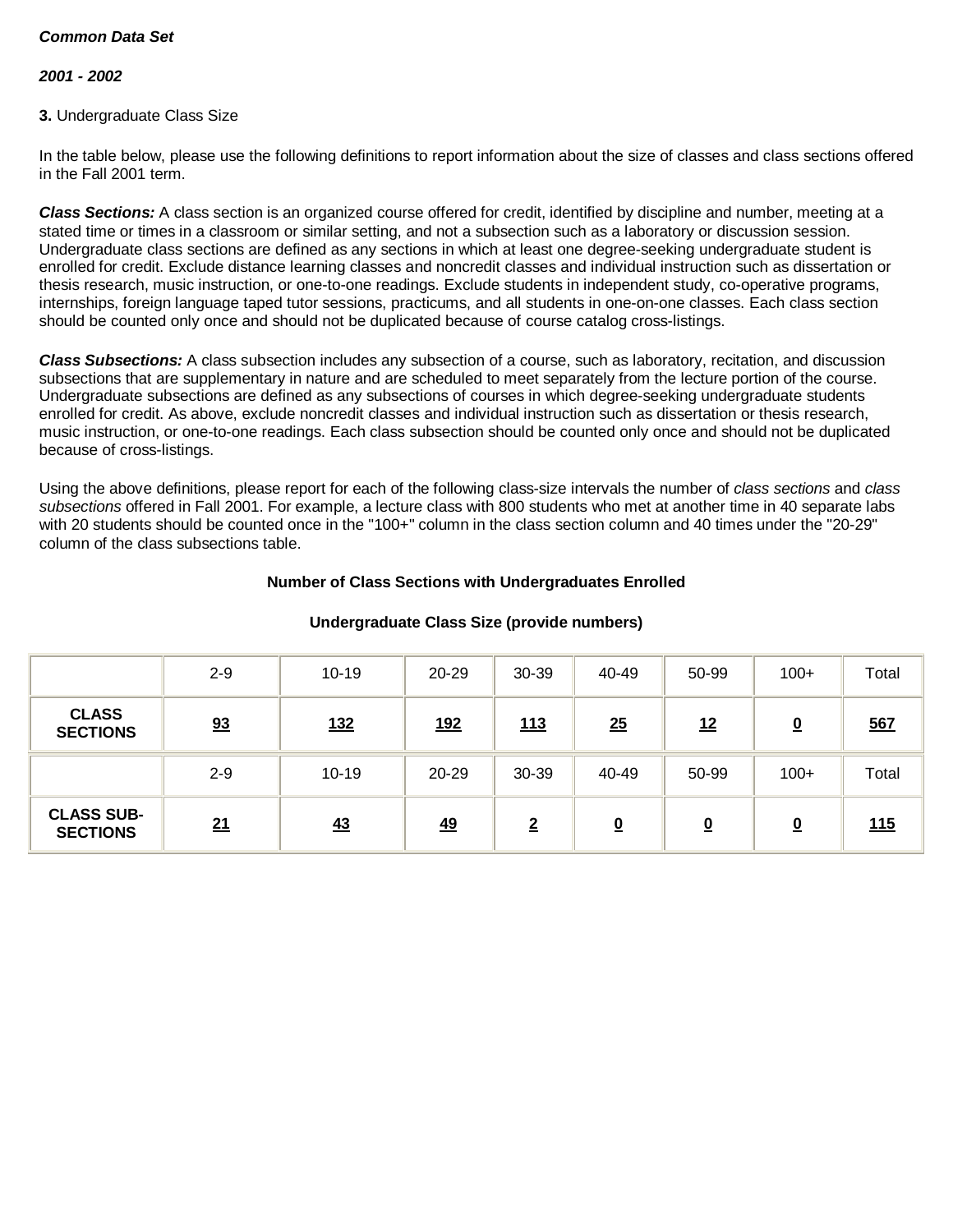***Common Data Set***

***2001 - 2002***

**3.** Undergraduate Class Size

In the table below, please use the following definitions to report information about the size of classes and class sections offered in the Fall 2001 term.

***Class Sections:*** A class section is an organized course offered for credit, identified by discipline and number, meeting at a stated time or times in a classroom or similar setting, and not a subsection such as a laboratory or discussion session. Undergraduate class sections are defined as any sections in which at least one degree-seeking undergraduate student is enrolled for credit. Exclude distance learning classes and noncredit classes and individual instruction such as dissertation or thesis research, music instruction, or one-to-one readings. Exclude students in independent study, co-operative programs, internships, foreign language taped tutor sessions, practicums, and all students in one-on-one classes. Each class section should be counted only once and should not be duplicated because of course catalog cross-listings.

***Class Subsections:*** A class subsection includes any subsection of a course, such as laboratory, recitation, and discussion subsections that are supplementary in nature and are scheduled to meet separately from the lecture portion of the course. Undergraduate subsections are defined as any subsections of courses in which degree-seeking undergraduate students enrolled for credit. As above, exclude noncredit classes and individual instruction such as dissertation or thesis research, music instruction, or one-to-one readings. Each class subsection should be counted only once and should not be duplicated because of cross-listings.

Using the above definitions, please report for each of the following class-size intervals the number of *class sections* and *class subsections* offered in Fall 2001. For example, a lecture class with 800 students who met at another time in 40 separate labs with 20 students should be counted once in the "100+" column in the class section column and 40 times under the "20-29" column of the class subsections table.

**Number of Class Sections with Undergraduates Enrolled**

**Undergraduate Class Size (provide numbers)**

| | 2-9 | 10-19 | 20-29 | 30-39 | 40-49 | 50-99 | 100+ | Total |
|---|---|---|---|---|---|---|---|---|
| **CLASS SECTIONS** | 93 | 132 | 192 | 113 | 25 | 12 | 0 | 567 |
| | 2-9 | 10-19 | 20-29 | 30-39 | 40-49 | 50-99 | 100+ | Total |
| **CLASS SUB-SECTIONS** | 21 | 43 | 49 | 2 | 0 | 0 | 0 | 115 |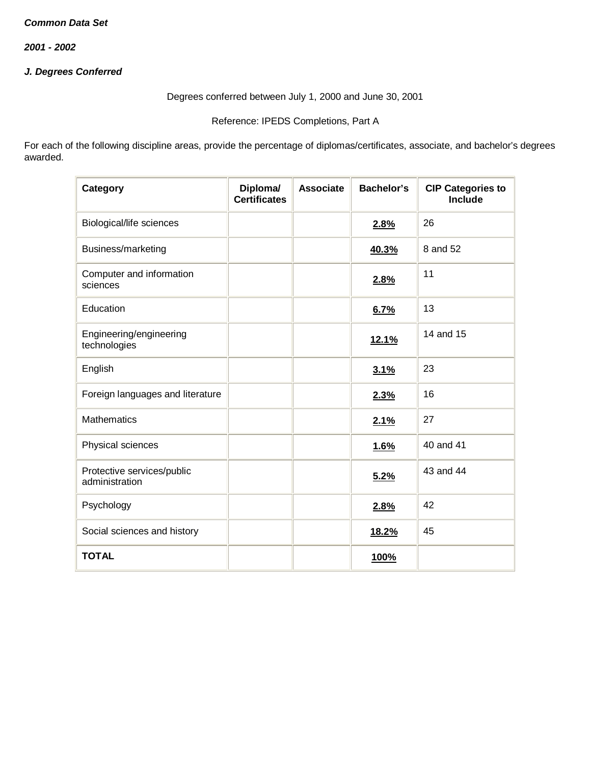***Common Data Set***

***2001 - 2002***

***J. Degrees Conferred***

Degrees conferred between July 1, 2000 and June 30, 2001

Reference: IPEDS Completions, Part A

For each of the following discipline areas, provide the percentage of diplomas/certificates, associate, and bachelor's degrees awarded.

| Category | Diploma/ Certificates | Associate | Bachelor's | CIP Categories to Include |
|---|---|---|---|---|
| Biological/life sciences | | | **2.8%** | 26 |
| Business/marketing | | | **40.3%** | 8 and 52 |
| Computer and information sciences | | | **2.8%** | 11 |
| Education | | | **6.7%** | 13 |
| Engineering/engineering technologies | | | **12.1%** | 14 and 15 |
| English | | | **3.1%** | 23 |
| Foreign languages and literature | | | **2.3%** | 16 |
| Mathematics | | | **2.1%** | 27 |
| Physical sciences | | | **1.6%** | 40 and 41 |
| Protective services/public administration | | | **5.2%** | 43 and 44 |
| Psychology | | | **2.8%** | 42 |
| Social sciences and history | | | **18.2%** | 45 |
| **TOTAL** | | | **100%** | |